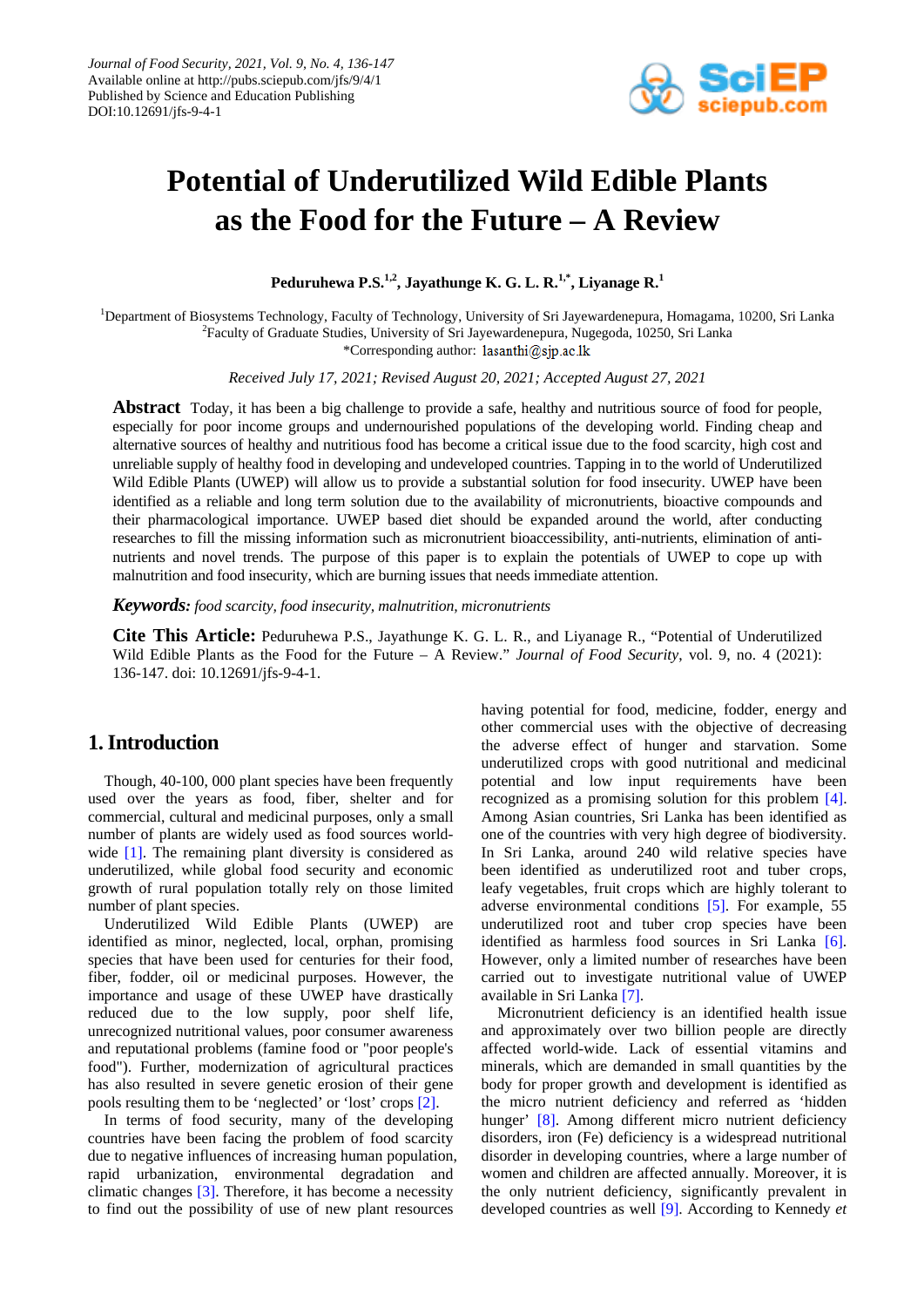# Potential of Underutilized Wild Edible Plants as the Food for the Future – A Review

**Peduruhewa P.S.[1,2], Jayathunge K. G. L. R.[1,*], Liyanage R.[1]**

[1]Department of Biosystems Technology, Faculty of Technology, University of Sri Jayewardenepura, Homagama, 10200, Sri Lanka
[2]Faculty of Graduate Studies, University of Sri Jayewardenepura, Nugegoda, 10250, Sri Lanka
*Corresponding author: lasanthi@sjp.ac.lk

*Received July 17, 2021; Revised August 20, 2021; Accepted August 27, 2021*

**Abstract** Today, it has been a big challenge to provide a safe, healthy and nutritious source of food for people, especially for poor income groups and undernourished populations of the developing world. Finding cheap and alternative sources of healthy and nutritious food has become a critical issue due to the food scarcity, high cost and unreliable supply of healthy food in developing and undeveloped countries. Tapping in to the world of Underutilized Wild Edible Plants (UWEP) will allow us to provide a substantial solution for food insecurity. UWEP have been identified as a reliable and long term solution due to the availability of micronutrients, bioactive compounds and their pharmacological importance. UWEP based diet should be expanded around the world, after conducting researches to fill the missing information such as micronutrient bioaccessibility, anti-nutrients, elimination of anti-nutrients and novel trends. The purpose of this paper is to explain the potentials of UWEP to cope up with malnutrition and food insecurity, which are burning issues that needs immediate attention.

***Keywords:*** *food scarcity, food insecurity, malnutrition, micronutrients*

**Cite This Article:** Peduruhewa P.S., Jayathunge K. G. L. R., and Liyanage R., "Potential of Underutilized Wild Edible Plants as the Food for the Future – A Review." *Journal of Food Security*, vol. 9, no. 4 (2021): 136-147. doi: 10.12691/jfs-9-4-1.

## 1. Introduction

Though, 40-100, 000 plant species have been frequently used over the years as food, fiber, shelter and for commercial, cultural and medicinal purposes, only a small number of plants are widely used as food sources world-wide [1]. The remaining plant diversity is considered as underutilized, while global food security and economic growth of rural population totally rely on those limited number of plant species.

Underutilized Wild Edible Plants (UWEP) are identified as minor, neglected, local, orphan, promising species that have been used for centuries for their food, fiber, fodder, oil or medicinal purposes. However, the importance and usage of these UWEP have drastically reduced due to the low supply, poor shelf life, unrecognized nutritional values, poor consumer awareness and reputational problems (famine food or "poor people's food"). Further, modernization of agricultural practices has also resulted in severe genetic erosion of their gene pools resulting them to be 'neglected' or 'lost' crops [2].

In terms of food security, many of the developing countries have been facing the problem of food scarcity due to negative influences of increasing human population, rapid urbanization, environmental degradation and climatic changes [3]. Therefore, it has become a necessity to find out the possibility of use of new plant resources having potential for food, medicine, fodder, energy and other commercial uses with the objective of decreasing the adverse effect of hunger and starvation. Some underutilized crops with good nutritional and medicinal potential and low input requirements have been recognized as a promising solution for this problem [4]. Among Asian countries, Sri Lanka has been identified as one of the countries with very high degree of biodiversity. In Sri Lanka, around 240 wild relative species have been identified as underutilized root and tuber crops, leafy vegetables, fruit crops which are highly tolerant to adverse environmental conditions [5]. For example, 55 underutilized root and tuber crop species have been identified as harmless food sources in Sri Lanka [6]. However, only a limited number of researches have been carried out to investigate nutritional value of UWEP available in Sri Lanka [7].

Micronutrient deficiency is an identified health issue and approximately over two billion people are directly affected world-wide. Lack of essential vitamins and minerals, which are demanded in small quantities by the body for proper growth and development is identified as the micro nutrient deficiency and referred as 'hidden hunger' [8]. Among different micro nutrient deficiency disorders, iron (Fe) deficiency is a widespread nutritional disorder in developing countries, where a large number of women and children are affected annually. Moreover, it is the only nutrient deficiency, significantly prevalent in developed countries as well [9]. According to Kennedy *et*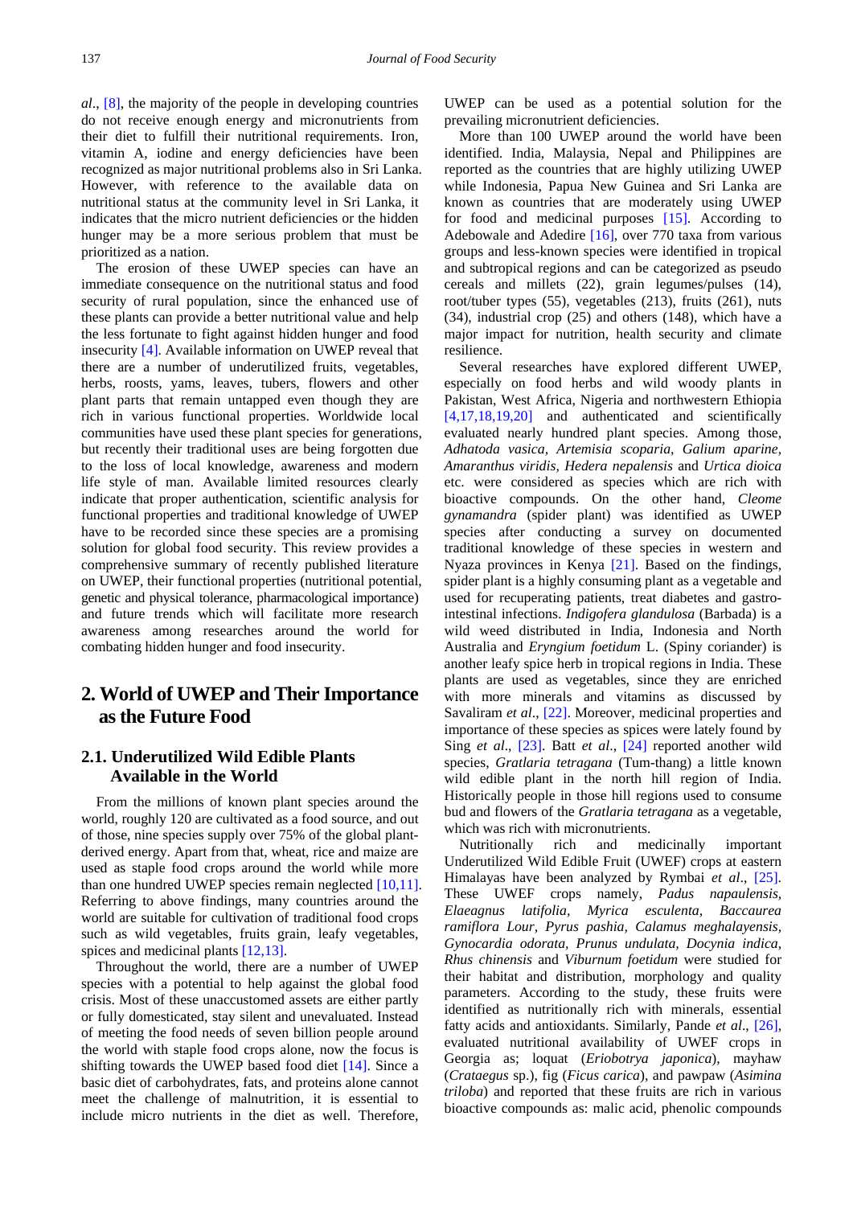*al*., [8], the majority of the people in developing countries do not receive enough energy and micronutrients from their diet to fulfill their nutritional requirements. Iron, vitamin A, iodine and energy deficiencies have been recognized as major nutritional problems also in Sri Lanka. However, with reference to the available data on nutritional status at the community level in Sri Lanka, it indicates that the micro nutrient deficiencies or the hidden hunger may be a more serious problem that must be prioritized as a nation.

The erosion of these UWEP species can have an immediate consequence on the nutritional status and food security of rural population, since the enhanced use of these plants can provide a better nutritional value and help the less fortunate to fight against hidden hunger and food insecurity [4]. Available information on UWEP reveal that there are a number of underutilized fruits, vegetables, herbs, roosts, yams, leaves, tubers, flowers and other plant parts that remain untapped even though they are rich in various functional properties. Worldwide local communities have used these plant species for generations, but recently their traditional uses are being forgotten due to the loss of local knowledge, awareness and modern life style of man. Available limited resources clearly indicate that proper authentication, scientific analysis for functional properties and traditional knowledge of UWEP have to be recorded since these species are a promising solution for global food security. This review provides a comprehensive summary of recently published literature on UWEP, their functional properties (nutritional potential, genetic and physical tolerance, pharmacological importance) and future trends which will facilitate more research awareness among researches around the world for combating hidden hunger and food insecurity.

## 2. World of UWEP and Their Importance as the Future Food

### 2.1. Underutilized Wild Edible Plants Available in the World

From the millions of known plant species around the world, roughly 120 are cultivated as a food source, and out of those, nine species supply over 75% of the global plant-derived energy. Apart from that, wheat, rice and maize are used as staple food crops around the world while more than one hundred UWEP species remain neglected [10,11]. Referring to above findings, many countries around the world are suitable for cultivation of traditional food crops such as wild vegetables, fruits grain, leafy vegetables, spices and medicinal plants [12,13].

Throughout the world, there are a number of UWEP species with a potential to help against the global food crisis. Most of these unaccustomed assets are either partly or fully domesticated, stay silent and unevaluated. Instead of meeting the food needs of seven billion people around the world with staple food crops alone, now the focus is shifting towards the UWEP based food diet [14]. Since a basic diet of carbohydrates, fats, and proteins alone cannot meet the challenge of malnutrition, it is essential to include micro nutrients in the diet as well. Therefore, UWEP can be used as a potential solution for the prevailing micronutrient deficiencies.

More than 100 UWEP around the world have been identified. India, Malaysia, Nepal and Philippines are reported as the countries that are highly utilizing UWEP while Indonesia, Papua New Guinea and Sri Lanka are known as countries that are moderately using UWEP for food and medicinal purposes [15]. According to Adebowale and Adedire [16], over 770 taxa from various groups and less-known species were identified in tropical and subtropical regions and can be categorized as pseudo cereals and millets (22), grain legumes/pulses (14), root/tuber types (55), vegetables (213), fruits (261), nuts (34), industrial crop (25) and others (148), which have a major impact for nutrition, health security and climate resilience.

Several researches have explored different UWEP, especially on food herbs and wild woody plants in Pakistan, West Africa, Nigeria and northwestern Ethiopia [4,17,18,19,20] and authenticated and scientifically evaluated nearly hundred plant species. Among those, *Adhatoda vasica, Artemisia scoparia, Galium aparine, Amaranthus viridis, Hedera nepalensis* and *Urtica dioica* etc. were considered as species which are rich with bioactive compounds. On the other hand, *Cleome gynamandra* (spider plant) was identified as UWEP species after conducting a survey on documented traditional knowledge of these species in western and Nyaza provinces in Kenya [21]. Based on the findings, spider plant is a highly consuming plant as a vegetable and used for recuperating patients, treat diabetes and gastro-intestinal infections. *Indigofera glandulosa* (Barbada) is a wild weed distributed in India, Indonesia and North Australia and *Eryngium foetidum* L. (Spiny coriander) is another leafy spice herb in tropical regions in India. These plants are used as vegetables, since they are enriched with more minerals and vitamins as discussed by Savaliram *et al*., [22]. Moreover, medicinal properties and importance of these species as spices were lately found by Sing *et al*., [23]. Batt *et al*., [24] reported another wild species, *Gratlaria tetragana* (Tum-thang) a little known wild edible plant in the north hill region of India. Historically people in those hill regions used to consume bud and flowers of the *Gratlaria tetragana* as a vegetable, which was rich with micronutrients.

Nutritionally rich and medicinally important Underutilized Wild Edible Fruit (UWEF) crops at eastern Himalayas have been analyzed by Rymbai *et al*., [25]. These UWEF crops namely, *Padus napaulensis, Elaeagnus latifolia, Myrica esculenta, Baccaurea ramiflora Lour, Pyrus pashia, Calamus meghalayensis, Gynocardia odorata, Prunus undulata, Docynia indica, Rhus chinensis* and *Viburnum foetidum* were studied for their habitat and distribution, morphology and quality parameters. According to the study, these fruits were identified as nutritionally rich with minerals, essential fatty acids and antioxidants. Similarly, Pande *et al*., [26], evaluated nutritional availability of UWEF crops in Georgia as; loquat (*Eriobotrya japonica*), mayhaw (*Crataegus* sp.), fig (*Ficus carica*), and pawpaw (*Asimina triloba*) and reported that these fruits are rich in various bioactive compounds as: malic acid, phenolic compounds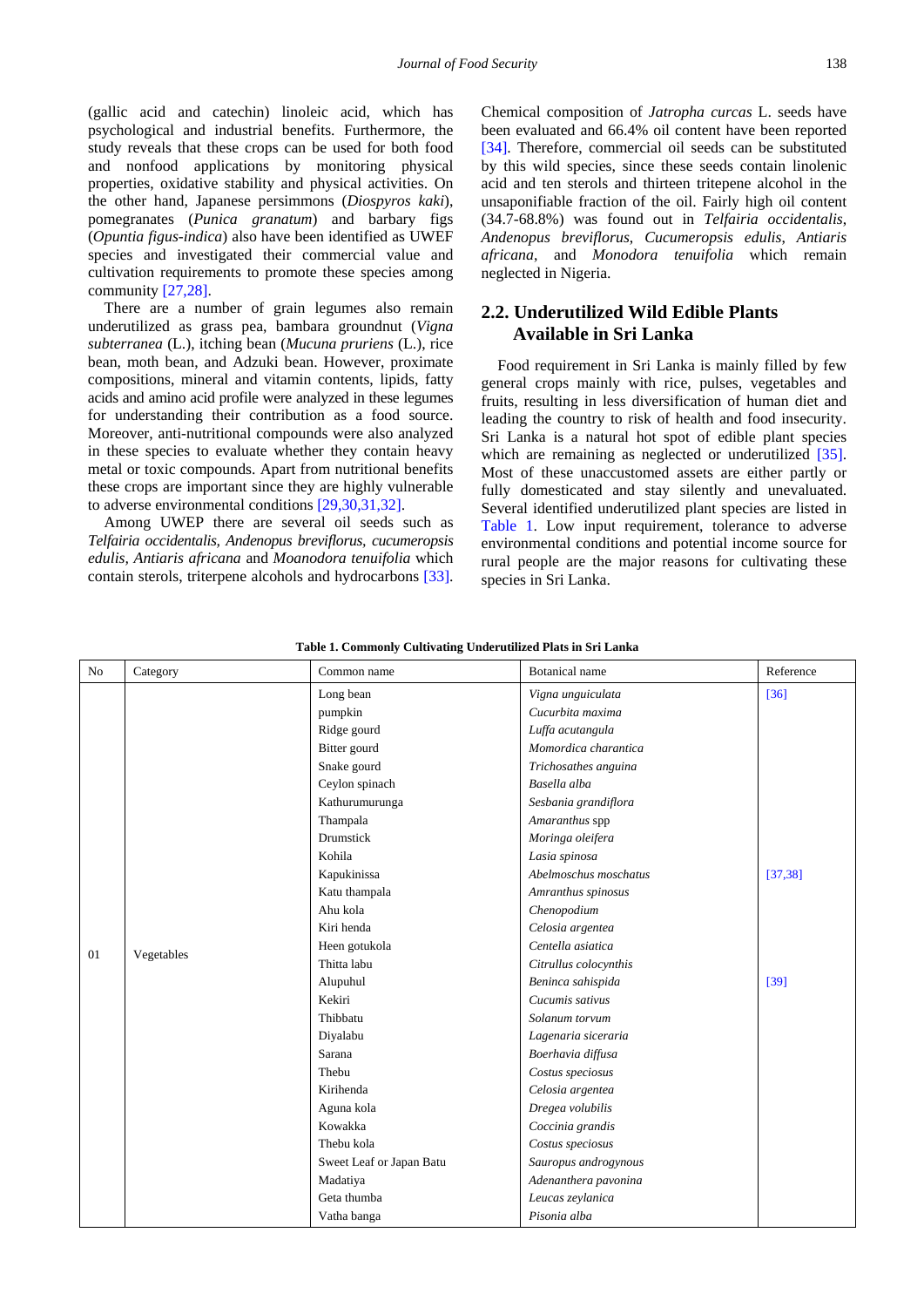(gallic acid and catechin) linoleic acid, which has psychological and industrial benefits. Furthermore, the study reveals that these crops can be used for both food and nonfood applications by monitoring physical properties, oxidative stability and physical activities. On the other hand, Japanese persimmons (*Diospyros kaki*), pomegranates (*Punica granatum*) and barbary figs (*Opuntia figus-indica*) also have been identified as UWEF species and investigated their commercial value and cultivation requirements to promote these species among community [27,28].

There are a number of grain legumes also remain underutilized as grass pea, bambara groundnut (*Vigna subterranea* (L.), itching bean (*Mucuna pruriens* (L.), rice bean, moth bean, and Adzuki bean. However, proximate compositions, mineral and vitamin contents, lipids, fatty acids and amino acid profile were analyzed in these legumes for understanding their contribution as a food source. Moreover, anti-nutritional compounds were also analyzed in these species to evaluate whether they contain heavy metal or toxic compounds. Apart from nutritional benefits these crops are important since they are highly vulnerable to adverse environmental conditions [29,30,31,32].

Among UWEP there are several oil seeds such as *Telfairia occidentalis, Andenopus breviflorus, cucumeropsis edulis, Antiaris africana* and *Moanodora tenuifolia* which contain sterols, triterpene alcohols and hydrocarbons [33]. Chemical composition of *Jatropha curcas* L. seeds have been evaluated and 66.4% oil content have been reported [34]. Therefore, commercial oil seeds can be substituted by this wild species, since these seeds contain linolenic acid and ten sterols and thirteen tritepene alcohol in the unsaponifiable fraction of the oil. Fairly high oil content (34.7-68.8%) was found out in *Telfairia occidentalis*, *Andenopus breviflorus*, *Cucumeropsis edulis*, *Antiaris africana*, and *Monodora tenuifolia* which remain neglected in Nigeria.

## 2.2. Underutilized Wild Edible Plants Available in Sri Lanka

Food requirement in Sri Lanka is mainly filled by few general crops mainly with rice, pulses, vegetables and fruits, resulting in less diversification of human diet and leading the country to risk of health and food insecurity. Sri Lanka is a natural hot spot of edible plant species which are remaining as neglected or underutilized [35]. Most of these unaccustomed assets are either partly or fully domesticated and stay silently and unevaluated. Several identified underutilized plant species are listed in Table 1. Low input requirement, tolerance to adverse environmental conditions and potential income source for rural people are the major reasons for cultivating these species in Sri Lanka.

**Table 1. Commonly Cultivating Underutilized Plats in Sri Lanka**

| No | Category | Common name | Botanical name | Reference |
|---|---|---|---|---|
| 01 | Vegetables | Long bean | *Vigna unguiculata* | [36] |
| | | pumpkin | *Cucurbita maxima* | |
| | | Ridge gourd | *Luffa acutangula* | |
| | | Bitter gourd | *Momordica charantica* | |
| | | Snake gourd | *Trichosathes anguina* | |
| | | Ceylon spinach | *Basella alba* | |
| | | Kathurumurunga | *Sesbania grandiflora* | |
| | | Thampala | *Amaranthus* spp | |
| | | Drumstick | *Moringa oleifera* | |
| | | Kohila | *Lasia spinosa* | |
| | | Kapukinissa | *Abelmoschus moschatus* | [37,38] |
| | | Katu thampala | *Amranthus spinosus* | |
| | | Ahu kola | *Chenopodium* | |
| | | Kiri henda | *Celosia argentea* | |
| | | Heen gotukola | *Centella asiatica* | |
| | | Thitta labu | *Citrullus colocynthis* | |
| | | Alupuhul | *Beninca sahispida* | [39] |
| | | Kekiri | *Cucumis sativus* | |
| | | Thibbatu | *Solanum torvum* | |
| | | Diyalabu | *Lagenaria siceraria* | |
| | | Sarana | *Boerhavia diffusa* | |
| | | Thebu | *Costus speciosus* | |
| | | Kirihenda | *Celosia argentea* | |
| | | Aguna kola | *Dregea volubilis* | |
| | | Kowakka | *Coccinia grandis* | |
| | | Thebu kola | *Costus speciosus* | |
| | | Sweet Leaf or Japan Batu | *Sauropus androgynous* | |
| | | Madatiya | *Adenanthera pavonina* | |
| | | Geta thumba | *Leucas zeylanica* | |
| | | Vatha banga | *Pisonia alba* | |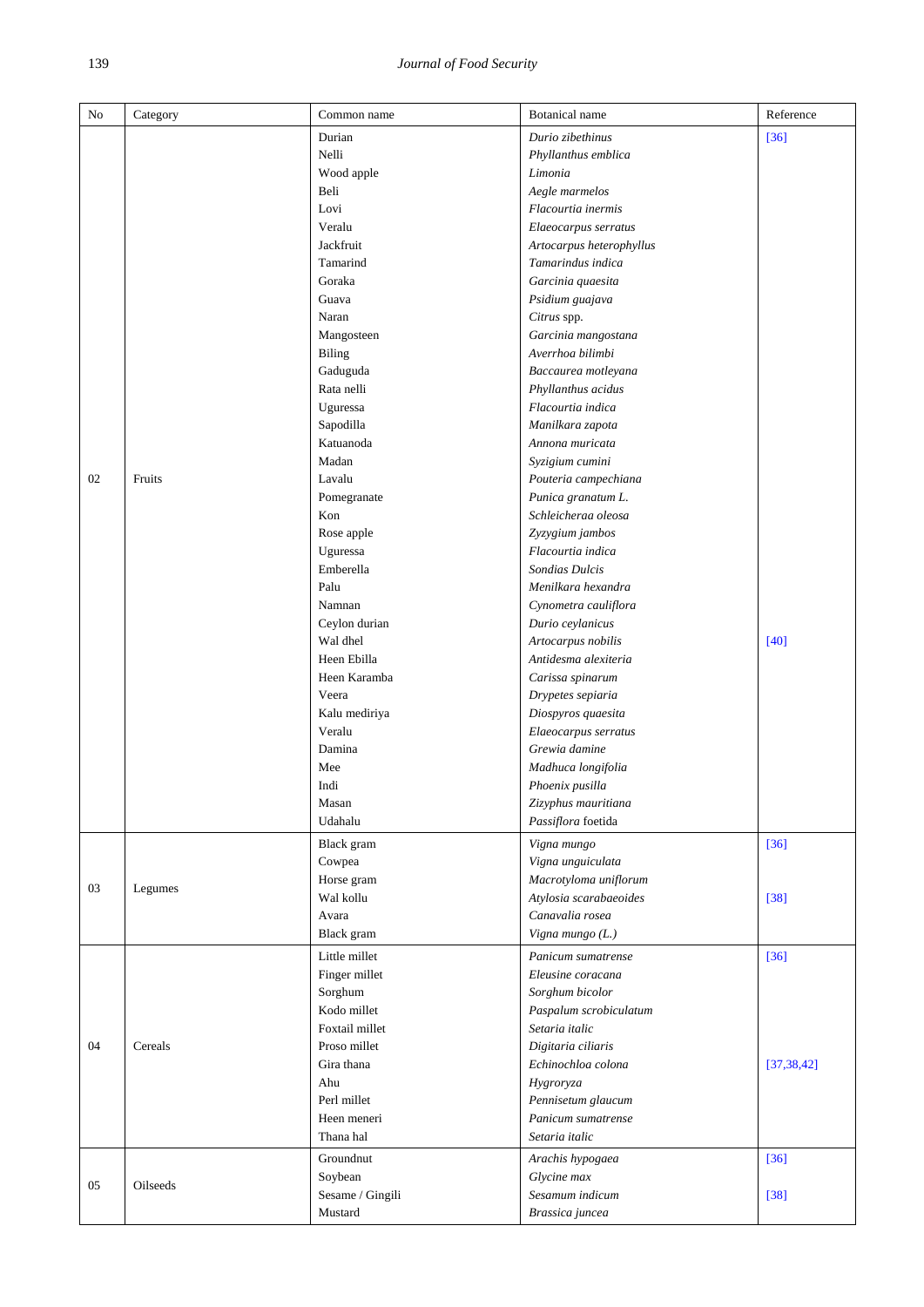| No | Category | Common name | Botanical name | Reference |
|---|---|---|---|---|
| 02 | Fruits | Durian | *Durio zibethinus* | [36] |
| | | Nelli | *Phyllanthus emblica* | |
| | | Wood apple | *Limonia* | |
| | | Beli | *Aegle marmelos* | |
| | | Lovi | *Flacourtia inermis* | |
| | | Veralu | *Elaeocarpus serratus* | |
| | | Jackfruit | *Artocarpus heterophyllus* | |
| | | Tamarind | *Tamarindus indica* | |
| | | Goraka | *Garcinia quaesita* | |
| | | Guava | *Psidium guajava* | |
| | | Naran | *Citrus* spp. | |
| | | Mangosteen | *Garcinia mangostana* | |
| | | Biling | *Averrhoa bilimbi* | |
| | | Gaduguda | *Baccaurea motleyana* | |
| | | Rata nelli | *Phyllanthus acidus* | |
| | | Uguressa | *Flacourtia indica* | |
| | | Sapodilla | *Manilkara zapota* | |
| | | Katuanoda | *Annona muricata* | |
| | | Madan | *Syzigium cumini* | |
| | | Lavalu | *Pouteria campechiana* | |
| | | Pomegranate | *Punica granatum L.* | |
| | | Kon | *Schleicheraa oleosa* | |
| | | Rose apple | *Zyzygium jambos* | |
| | | Uguressa | *Flacourtia indica* | |
| | | Emberella | *Sondias Dulcis* | |
| | | Palu | *Menilkara hexandra* | |
| | | Namnan | *Cynometra cauliflora* | |
| | | Ceylon durian | *Durio ceylanicus* | |
| | | Wal dhel | *Artocarpus nobilis* | [40] |
| | | Heen Ebilla | *Antidesma alexiteria* | |
| | | Heen Karamba | *Carissa spinarum* | |
| | | Veera | *Drypetes sepiaria* | |
| | | Kalu mediriya | *Diospyros quaesita* | |
| | | Veralu | *Elaeocarpus serratus* | |
| | | Damina | *Grewia damine* | |
| | | Mee | *Madhuca longifolia* | |
| | | Indi | *Phoenix pusilla* | |
| | | Masan | *Zizyphus mauritiana* | |
| | | Udahalu | *Passiflora* foetida | |
| 03 | Legumes | Black gram | *Vigna mungo* | [36] |
| | | Cowpea | *Vigna unguiculata* | |
| | | Horse gram | *Macrotyloma uniflorum* | |
| | | Wal kollu | *Atylosia scarabaeoides* | [38] |
| | | Avara | *Canavalia rosea* | |
| | | Black gram | *Vigna mungo (L.)* | |
| 04 | Cereals | Little millet | *Panicum sumatrense* | [36] |
| | | Finger millet | *Eleusine coracana* | |
| | | Sorghum | *Sorghum bicolor* | |
| | | Kodo millet | *Paspalum scrobiculatum* | |
| | | Foxtail millet | *Setaria italic* | |
| | | Proso millet | *Digitaria ciliaris* | |
| | | Gira thana | *Echinochloa colona* | [37,38,42] |
| | | Ahu | *Hygroryza* | |
| | | Perl millet | *Pennisetum glaucum* | |
| | | Heen meneri | *Panicum sumatrense* | |
| | | Thana hal | *Setaria italic* | |
| 05 | Oilseeds | Groundnut | *Arachis hypogaea* | [36] |
| | | Soybean | *Glycine max* | |
| | | Sesame / Gingili | *Sesamum indicum* | [38] |
| | | Mustard | *Brassica juncea* | |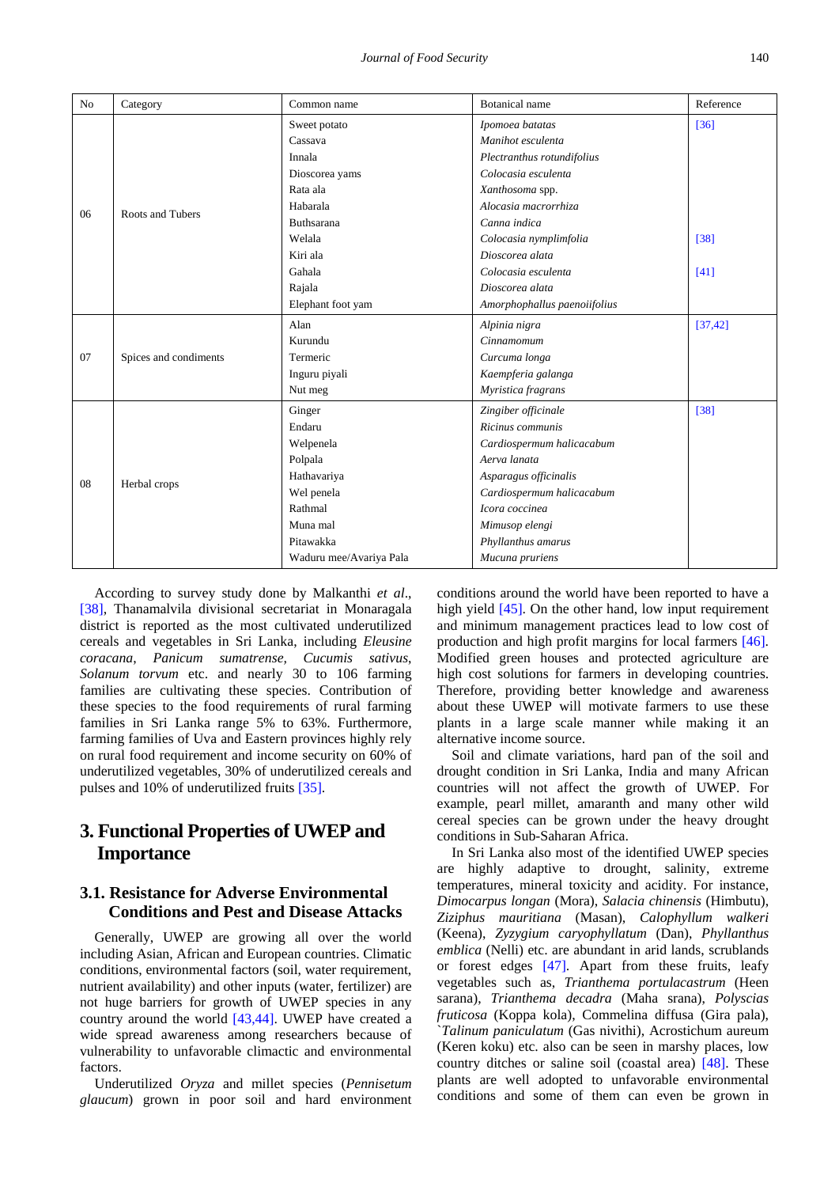| No | Category | Common name | Botanical name | Reference |
| --- | --- | --- | --- | --- |
| 06 | Roots and Tubers | Sweet potato | *Ipomoea batatas* | [36] |
| | | Cassava | *Manihot esculenta* | |
| | | Innala | *Plectranthus rotundifolius* | |
| | | Dioscorea yams | *Colocasia esculenta* | |
| | | Rata ala | *Xanthosoma* spp. | |
| | | Habarala | *Alocasia macrorrhiza* | |
| | | Buthsarana | *Canna indica* | |
| | | Welala | *Colocasia nymplimfolia* | [38] |
| | | Kiri ala | *Dioscorea alata* | |
| | | Gahala | *Colocasia esculenta* | [41] |
| | | Rajala | *Dioscorea alata* | |
| | | Elephant foot yam | *Amorphophallus paenoiifolius* | |
| 07 | Spices and condiments | Alan | *Alpinia nigra* | [37,42] |
| | | Kurundu | *Cinnamomum* | |
| | | Termeric | *Curcuma longa* | |
| | | Inguru piyali | *Kaempferia galanga* | |
| | | Nut meg | *Myristica fragrans* | |
| 08 | Herbal crops | Ginger | *Zingiber officinale* | [38] |
| | | Endaru | *Ricinus communis* | |
| | | Welpenela | *Cardiospermum halicacabum* | |
| | | Polpala | *Aerva lanata* | |
| | | Hathavariya | *Asparagus officinalis* | |
| | | Wel penela | *Cardiospermum halicacabum* | |
| | | Rathmal | *Icora coccinea* | |
| | | Muna mal | *Mimusop elengi* | |
| | | Pitawakka | *Phyllanthus amarus* | |
| | | Waduru mee/Avariya Pala | *Mucuna pruriens* | |

According to survey study done by Malkanthi *et al*., [38], Thanamalvila divisional secretariat in Monaragala district is reported as the most cultivated underutilized cereals and vegetables in Sri Lanka, including *Eleusine coracana*, *Panicum sumatrense, Cucumis sativus, Solanum torvum* etc. and nearly 30 to 106 farming families are cultivating these species. Contribution of these species to the food requirements of rural farming families in Sri Lanka range 5% to 63%. Furthermore, farming families of Uva and Eastern provinces highly rely on rural food requirement and income security on 60% of underutilized vegetables, 30% of underutilized cereals and pulses and 10% of underutilized fruits [35].

## 3. Functional Properties of UWEP and Importance

### 3.1. Resistance for Adverse Environmental Conditions and Pest and Disease Attacks

Generally, UWEP are growing all over the world including Asian, African and European countries. Climatic conditions, environmental factors (soil, water requirement, nutrient availability) and other inputs (water, fertilizer) are not huge barriers for growth of UWEP species in any country around the world [43,44]. UWEP have created a wide spread awareness among researchers because of vulnerability to unfavorable climactic and environmental factors.

Underutilized *Oryza* and millet species (*Pennisetum glaucum*) grown in poor soil and hard environment conditions around the world have been reported to have a high yield [45]. On the other hand, low input requirement and minimum management practices lead to low cost of production and high profit margins for local farmers [46]. Modified green houses and protected agriculture are high cost solutions for farmers in developing countries. Therefore, providing better knowledge and awareness about these UWEP will motivate farmers to use these plants in a large scale manner while making it an alternative income source.

Soil and climate variations, hard pan of the soil and drought condition in Sri Lanka, India and many African countries will not affect the growth of UWEP. For example, pearl millet, amaranth and many other wild cereal species can be grown under the heavy drought conditions in Sub-Saharan Africa.

In Sri Lanka also most of the identified UWEP species are highly adaptive to drought, salinity, extreme temperatures, mineral toxicity and acidity. For instance, *Dimocarpus longan* (Mora), *Salacia chinensis* (Himbutu), *Ziziphus mauritiana* (Masan), *Calophyllum walkeri* (Keena), *Zyzygium caryophyllatum* (Dan), *Phyllanthus emblica* (Nelli) etc. are abundant in arid lands, scrublands or forest edges [47]. Apart from these fruits, leafy vegetables such as, *Trianthema portulacastrum* (Heen sarana), *Trianthema decadra* (Maha srana), *Polyscias fruticosa* (Koppa kola), Commelina diffusa (Gira pala), `*Talinum paniculatum* (Gas nivithi), Acrostichum aureum (Keren koku) etc. also can be seen in marshy places, low country ditches or saline soil (coastal area) [48]. These plants are well adopted to unfavorable environmental conditions and some of them can even be grown in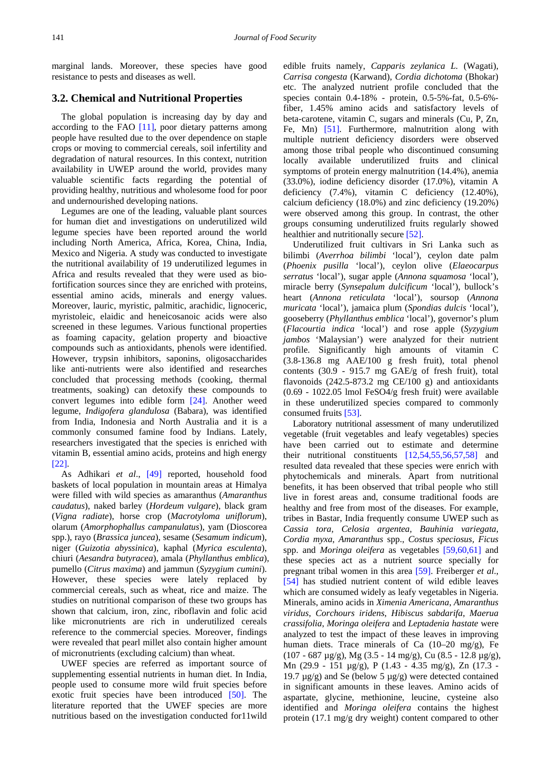marginal lands. Moreover, these species have good resistance to pests and diseases as well.

### 3.2. Chemical and Nutritional Properties

The global population is increasing day by day and according to the FAO [11], poor dietary patterns among people have resulted due to the over dependence on staple crops or moving to commercial cereals, soil infertility and degradation of natural resources. In this context, nutrition availability in UWEP around the world, provides many valuable scientific facts regarding the potential of providing healthy, nutritious and wholesome food for poor and undernourished developing nations.

Legumes are one of the leading, valuable plant sources for human diet and investigations on underutilized wild legume species have been reported around the world including North America, Africa, Korea, China, India, Mexico and Nigeria. A study was conducted to investigate the nutritional availability of 19 underutilized legumes in Africa and results revealed that they were used as bio-fortification sources since they are enriched with proteins, essential amino acids, minerals and energy values. Moreover, lauric, myristic, palmitic, arachidic, lignoceric, myristoleic, elaidic and heneicosanoic acids were also screened in these legumes. Various functional properties as foaming capacity, gelation property and bioactive compounds such as antioxidants, phenols were identified. However, trypsin inhibitors, saponins, oligosaccharides like anti-nutrients were also identified and researches concluded that processing methods (cooking, thermal treatments, soaking) can detoxify these compounds to convert legumes into edible form [24]. Another weed legume, *Indigofera glandulosa* (Babara), was identified from India, Indonesia and North Australia and it is a commonly consumed famine food by Indians. Lately, researchers investigated that the species is enriched with vitamin B, essential amino acids, proteins and high energy [22].

As Adhikari *et al*., [49] reported, household food baskets of local population in mountain areas at Himalya were filled with wild species as amaranthus (*Amaranthus caudatus*), naked barley (*Hordeum vulgare*), black gram (*Vigna radiate*), horse crop (*Macrotyloma uniflorum*), olarum (*Amorphophallus campanulatus*), yam (Dioscorea spp.), rayo (*Brassica juncea*), sesame (*Sesamum indicum*), niger (*Guizotia abyssinica*), kaphal (*Myrica esculenta*), chiuri (*Aesandra butyracea*), amala (*Phyllanthus emblica*), pumello (*Citrus maxima*) and jammun (*Syzygium cumini*). However, these species were lately replaced by commercial cereals, such as wheat, rice and maize. The studies on nutritional comparison of these two groups has shown that calcium, iron, zinc, riboflavin and folic acid like micronutrients are rich in underutilized cereals reference to the commercial species. Moreover, findings were revealed that pearl millet also contain higher amount of micronutrients (excluding calcium) than wheat.

UWEF species are referred as important source of supplementing essential nutrients in human diet. In India, people used to consume more wild fruit species before exotic fruit species have been introduced [50]. The literature reported that the UWEF species are more nutritious based on the investigation conducted for11wild edible fruits namely, *Capparis zeylanica L.* (Wagati), *Carrisa congesta* (Karwand), *Cordia dichotoma* (Bhokar) etc. The analyzed nutrient profile concluded that the species contain 0.4-18% - protein, 0.5-5%-fat, 0.5-6%-fiber, 1.45% amino acids and satisfactory levels of beta-carotene, vitamin C, sugars and minerals (Cu, P, Zn, Fe, Mn) [51]. Furthermore, malnutrition along with multiple nutrient deficiency disorders were observed among those tribal people who discontinued consuming locally available underutilized fruits and clinical symptoms of protein energy malnutrition (14.4%), anemia (33.0%), iodine deficiency disorder (17.0%), vitamin A deficiency (7.4%), vitamin C deficiency (12.40%), calcium deficiency (18.0%) and zinc deficiency (19.20%) were observed among this group. In contrast, the other groups consuming underutilized fruits regularly showed healthier and nutritionally secure [52].

Underutilized fruit cultivars in Sri Lanka such as bilimbi (*Averrhoa bilimbi* 'local'), ceylon date palm (*Phoenix pusilla* 'local'), ceylon olive (*Elaeocarpus serratus* 'local'), sugar apple (*Annona squamosa* 'local'), miracle berry (*Synsepalum dulcificum* 'local'), bullock's heart (*Annona reticulata* 'local'), soursop (*Annona muricata* 'local'), jamaica plum (*Spondias dulcis* 'local'), gooseberry (*Phyllanthus emblica* 'local'), governor's plum (*Flacourtia indica* 'local') and rose apple (*Syzygium jambos* 'Malaysian') were analyzed for their nutrient profile. Significantly high amounts of vitamin C (3.8-136.8 mg AAE/100 g fresh fruit), total phenol contents (30.9 - 915.7 mg GAE/g of fresh fruit), total flavonoids (242.5-873.2 mg CE/100 g) and antioxidants (0.69 - 1022.05 lmol $FeSO_4$/g fresh fruit) were available in these underutilized species compared to commonly consumed fruits [53].

Laboratory nutritional assessment of many underutilized vegetable (fruit vegetables and leafy vegetables) species have been carried out to estimate and determine their nutritional constituents [12,54,55,56,57,58] and resulted data revealed that these species were enrich with phytochemicals and minerals. Apart from nutritional benefits, it has been observed that tribal people who still live in forest areas and, consume traditional foods are healthy and free from most of the diseases. For example, tribes in Bastar, India frequently consume UWEP such as *Cassia tora*, *Celosia argentea*, *Bauhinia variegata*, *Cordia myxa*, *Amaranthus* spp., *Costus speciosus*, *Ficus* spp. and *Moringa oleifera* as vegetables [59,60,61] and these species act as a nutrient source specially for pregnant tribal women in this area [59]. Freiberger *et al.*, [54] has studied nutrient content of wild edible leaves which are consumed widely as leafy vegetables in Nigeria. Minerals, amino acids in *Ximenia Americana*, *Amaranthus viridus*, *Corchours iridens*, *Hibiscus sabdarifa*, *Maerua crassifolia*, *Moringa oleifera* and *Leptadenia hastate* were analyzed to test the impact of these leaves in improving human diets. Trace minerals of Ca (10–20 mg/g), Fe (107 - 687 µg/g), Mg (3.5 - 14 mg/g), Cu (8.5 - 12.8 µg/g), Mn (29.9 - 151 µg/g), P (1.43 - 4.35 mg/g), Zn (17.3 - 19.7 µg/g) and Se (below 5 µg/g) were detected contained in significant amounts in these leaves. Amino acids of aspartate, glycine, methionine, leucine, cysteine also identified and *Moringa oleifera* contains the highest protein (17.1 mg/g dry weight) content compared to other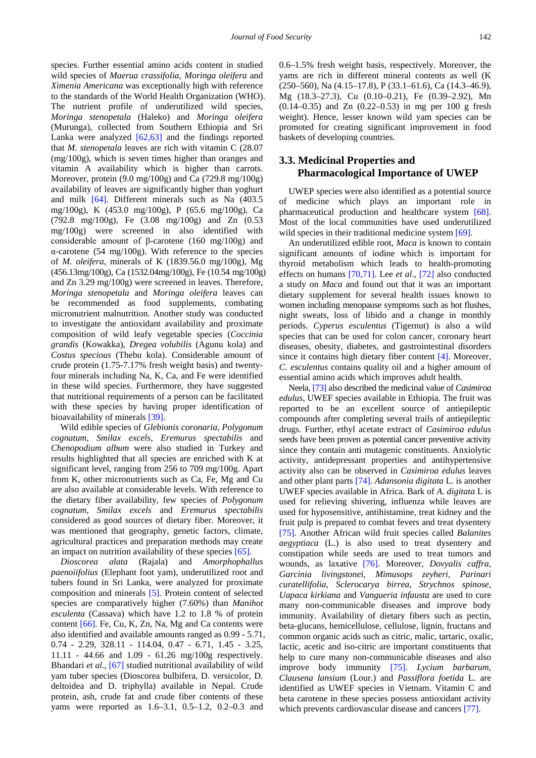species. Further essential amino acids content in studied wild species of *Maerua crassifolia*, *Moringa oleifera* and *Ximenia Americana* was exceptionally high with reference to the standards of the World Health Organization (WHO). The nutrient profile of underutilized wild species, *Moringa stenopetala* (Haleko) and *Moringa oleifera* (Murunga), collected from Southern Ethiopia and Sri Lanka were analyzed [62,63] and the findings reported that *M. stenopetala* leaves are rich with vitamin C (28.07 (mg/100g), which is seven times higher than oranges and vitamin A availability which is higher than carrots. Moreover, protein (9.0 mg/100g) and Ca (729.8 mg/100g) availability of leaves are significantly higher than yoghurt and milk [64]. Different minerals such as Na (403.5 mg/100g), K (453.0 mg/100g), P (65.6 mg/100g), Ca (792.8 mg/100g), Fe (3.08 mg/100g) and Zn (0.53 mg/100g) were screened in also identified with considerable amount of β-carotene (160 mg/100g) and α-carotene (54 mg/100g). With reference to the species of *M. oleifera,* minerals of K (1839.56.0 mg/100g), Mg (456.13mg/100g), Ca (1532.04mg/100g), Fe (10.54 mg/100g) and Zn 3.29 mg/100g) were screened in leaves. Therefore, *Moringa stenopetala* and *Moringa oleifera* leaves can be recommended as food supplements, combating micronutrient malnutrition. Another study was conducted to investigate the antioxidant availability and proximate composition of wild leafy vegetable species (*Coccinia grandis* (Kowakka), *Dregea volubilis* (Agunu kola) and *Costus specious* (Thebu kola). Considerable amount of crude protein (1.75-7.17% fresh weight basis) and twenty-four minerals including Na, K, Ca, and Fe were identified in these wild species. Furthermore, they have suggested that nutritional requirements of a person can be facilitated with these species by having proper identification of bioavailability of minerals [39].

Wild edible species of *Glebionis coronaria*, *Polygonum cognatum*, *Smilax excels*, *Eremurus spectabilis* and *Chenopodium album* were also studied in Turkey and results highlighted that all species are enriched with K at significant level, ranging from 256 to 709 mg/100g. Apart from K, other micronutrients such as Ca, Fe, Mg and Cu are also available at considerable levels. With reference to the dietary fiber availability, few species of *Polygonum cognatum*, *Smilax excels* and *Eremurus spectabilis* considered as good sources of dietary fiber. Moreover, it was mentioned that geography, genetic factors, climate, agricultural practices and preparation methods may create an impact on nutrition availability of these species [65].

*Dioscorea alata* (Rajala) and *Amorphophallus paenoiifolius* (Elephant foot yam), underutilized root and tubers found in Sri Lanka, were analyzed for proximate composition and minerals [5]. Protein content of selected species are comparatively higher (7.60%) than *Manihot esculenta* (Cassava) which have 1.2 to 1.8 % of protein content [66]. Fe, Cu, K, Zn, Na, Mg and Ca contents were also identified and available amounts ranged as 0.99 - 5.71, 0.74 - 2.29, 328.11 - 114.04, 0.47 - 6.71, 1.45 - 3.25, 11.11 - 44.66 and 1.09 - 61.26 mg/100g respectively. Bhandari *et al*., [67] studied nutritional availability of wild yam tuber species (Dioscorea bulbifera, D. versicolor, D. deltoidea and D. triphylla) available in Nepal. Crude protein, ash, crude fat and crude fiber contents of these yams were reported as 1.6–3.1, 0.5–1.2, 0.2–0.3 and 0.6–1.5% fresh weight basis, respectively. Moreover, the yams are rich in different mineral contents as well (K (250–560), Na (4.15–17.8), P (33.1–61.6), Ca (14.3–46.9), Mg (18.3–27.3), Cu (0.10–0.21), Fe (0.39–2.92), Mn (0.14–0.35) and Zn (0.22–0.53) in mg per 100 g fresh weight). Hence, lesser known wild yam species can be promoted for creating significant improvement in food baskets of developing countries.

## 3.3. Medicinal Properties and Pharmacological Importance of UWEP

UWEP species were also identified as a potential source of medicine which plays an important role in pharmaceutical production and healthcare system [68]. Most of the local communities have used underutilized wild species in their traditional medicine system [69].

An underutilized edible root, *Maca* is known to contain significant amounts of iodine which is important for thyroid metabolism which leads to health-promoting effects on humans [70,71]. Lee *et al*., [72] also conducted a study on *Maca* and found out that it was an important dietary supplement for several health issues known to women including menopause symptoms such as hot flushes, night sweats, loss of libido and a change in monthly periods. *Cyperus esculentus* (Tigernut) is also a wild species that can be used for colon cancer, coronary heart diseases, obesity, diabetes, and gastrointestinal disorders since it contains high dietary fiber content [4]. Moreover, *C. esculentus* contains quality oil and a higher amount of essential amino acids which improves adult health.

Neela, [73] also described the medicinal value of *Casimiroa edulus,* UWEF species available in Ethiopia. The fruit was reported to be an excellent source of antiepileptic compounds after completing several trails of antiepileptic drugs. Further, ethyl acetate extract of *Casimiroa edulus* seeds have been proven as potential cancer preventive activity since they contain anti mutagenic constituents. Anxiolytic activity, antidepressant properties and antihypertensive activity also can be observed in *Casimiroa edulus* leaves and other plant parts [74]. *Adansonia digitata* L. is another UWEF species available in Africa. Bark of *A. digitata* L is used for relieving shivering, influenza while leaves are used for hyposensitive, antihistamine, treat kidney and the fruit pulp is prepared to combat fevers and treat dysentery [75]. Another African wild fruit species called *Balanites aegyptiaca* (L.) is also used to treat dysentery and constipation while seeds are used to treat tumors and wounds, as laxative [76]. Moreover, *Dovyalis caffra*, *Garcinia livingstonei*, *Mimusops zeyheri*, *Parinari curatellifolia*, *Sclerocarya birrea*, *Strychnos spinose*, *Uapaca kirkiana* and *Vangueria infausta* are used to cure many non-communicable diseases and improve body immunity. Availability of dietary fibers such as pectin, beta-glucans, hemicellulose, cellulose, lignin, fructans and common organic acids such as citric, malic, tartaric, oxalic, lactic, acetic and iso-citric are important constituents that help to cure many non-communicable diseases and also improve body immunity [75]. *Lycium barbarum*, *Clausena lansium* (Lour.) and *Passiflora foetida* L. are identified as UWEF species in Vietnam. Vitamin C and beta carotene in these species possess antioxidant activity which prevents cardiovascular disease and cancers [77].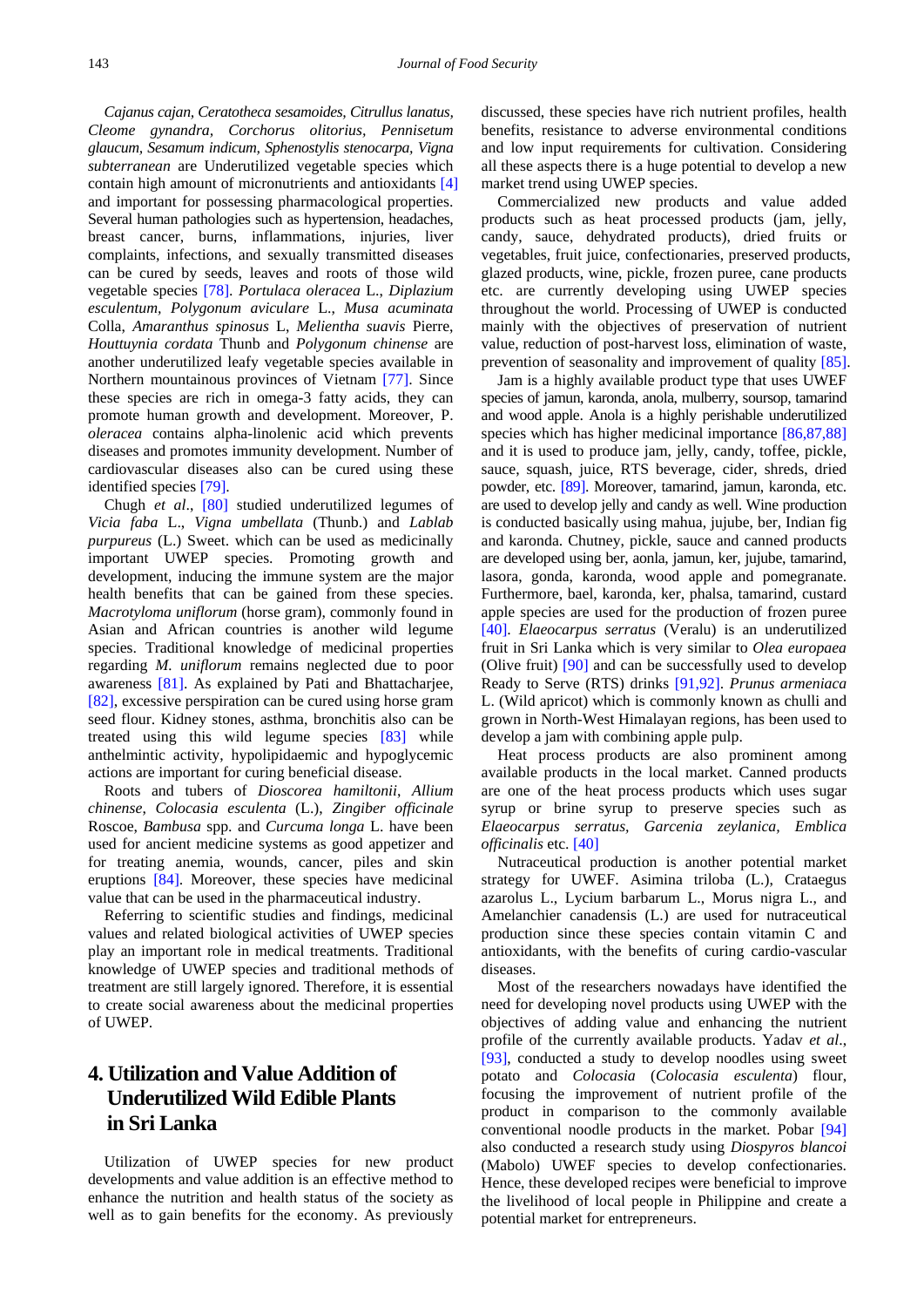*Cajanus cajan, Ceratotheca sesamoides, Citrullus lanatus, Cleome gynandra, Corchorus olitorius, Pennisetum glaucum, Sesamum indicum, Sphenostylis stenocarpa, Vigna subterranean* are Underutilized vegetable species which contain high amount of micronutrients and antioxidants [4] and important for possessing pharmacological properties. Several human pathologies such as hypertension, headaches, breast cancer, burns, inflammations, injuries, liver complaints, infections, and sexually transmitted diseases can be cured by seeds, leaves and roots of those wild vegetable species [78]. *Portulaca oleracea* L., *Diplazium esculentum*, *Polygonum aviculare* L., *Musa acuminata* Colla, *Amaranthus spinosus* L, *Melientha suavis* Pierre, *Houttuynia cordata* Thunb and *Polygonum chinense* are another underutilized leafy vegetable species available in Northern mountainous provinces of Vietnam [77]. Since these species are rich in omega-3 fatty acids, they can promote human growth and development. Moreover, P. *oleracea* contains alpha-linolenic acid which prevents diseases and promotes immunity development. Number of cardiovascular diseases also can be cured using these identified species [79].

Chugh *et al*., [80] studied underutilized legumes of *Vicia faba* L., *Vigna umbellata* (Thunb.) and *Lablab purpureus* (L.) Sweet. which can be used as medicinally important UWEP species. Promoting growth and development, inducing the immune system are the major health benefits that can be gained from these species. *Macrotyloma uniflorum* (horse gram), commonly found in Asian and African countries is another wild legume species. Traditional knowledge of medicinal properties regarding *M. uniflorum* remains neglected due to poor awareness [81]. As explained by Pati and Bhattacharjee, [82], excessive perspiration can be cured using horse gram seed flour. Kidney stones, asthma, bronchitis also can be treated using this wild legume species [83] while anthelmintic activity, hypolipidaemic and hypoglycemic actions are important for curing beneficial disease.

Roots and tubers of *Dioscorea hamiltonii*, *Allium chinense*, *Colocasia esculenta* (L.), *Zingiber officinale* Roscoe, *Bambusa* spp. and *Curcuma longa* L. have been used for ancient medicine systems as good appetizer and for treating anemia, wounds, cancer, piles and skin eruptions [84]. Moreover, these species have medicinal value that can be used in the pharmaceutical industry.

Referring to scientific studies and findings, medicinal values and related biological activities of UWEP species play an important role in medical treatments. Traditional knowledge of UWEP species and traditional methods of treatment are still largely ignored. Therefore, it is essential to create social awareness about the medicinal properties of UWEP.

# 4. Utilization and Value Addition of Underutilized Wild Edible Plants in Sri Lanka

Utilization of UWEP species for new product developments and value addition is an effective method to enhance the nutrition and health status of the society as well as to gain benefits for the economy. As previously discussed, these species have rich nutrient profiles, health benefits, resistance to adverse environmental conditions and low input requirements for cultivation. Considering all these aspects there is a huge potential to develop a new market trend using UWEP species.

Commercialized new products and value added products such as heat processed products (jam, jelly, candy, sauce, dehydrated products), dried fruits or vegetables, fruit juice, confectionaries, preserved products, glazed products, wine, pickle, frozen puree, cane products etc. are currently developing using UWEP species throughout the world. Processing of UWEP is conducted mainly with the objectives of preservation of nutrient value, reduction of post-harvest loss, elimination of waste, prevention of seasonality and improvement of quality [85].

Jam is a highly available product type that uses UWEF species of jamun, karonda, anola, mulberry, soursop, tamarind and wood apple. Anola is a highly perishable underutilized species which has higher medicinal importance [86,87,88] and it is used to produce jam, jelly, candy, toffee, pickle, sauce, squash, juice, RTS beverage, cider, shreds, dried powder, etc. [89]. Moreover, tamarind, jamun, karonda, etc. are used to develop jelly and candy as well. Wine production is conducted basically using mahua, jujube, ber, Indian fig and karonda. Chutney, pickle, sauce and canned products are developed using ber, aonla, jamun, ker, jujube, tamarind, lasora, gonda, karonda, wood apple and pomegranate. Furthermore, bael, karonda, ker, phalsa, tamarind, custard apple species are used for the production of frozen puree [40]. *Elaeocarpus serratus* (Veralu) is an underutilized fruit in Sri Lanka which is very similar to *Olea europaea* (Olive fruit) [90] and can be successfully used to develop Ready to Serve (RTS) drinks [91,92]. *Prunus armeniaca* L. (Wild apricot) which is commonly known as chulli and grown in North-West Himalayan regions, has been used to develop a jam with combining apple pulp.

Heat process products are also prominent among available products in the local market. Canned products are one of the heat process products which uses sugar syrup or brine syrup to preserve species such as *Elaeocarpus serratus, Garcenia zeylanica, Emblica officinalis* etc. [40]

Nutraceutical production is another potential market strategy for UWEF. Asimina triloba (L.), Crataegus azarolus L., Lycium barbarum L., Morus nigra L., and Amelanchier canadensis (L.) are used for nutraceutical production since these species contain vitamin C and antioxidants, with the benefits of curing cardio-vascular diseases.

Most of the researchers nowadays have identified the need for developing novel products using UWEP with the objectives of adding value and enhancing the nutrient profile of the currently available products. Yadav *et al*., [93], conducted a study to develop noodles using sweet potato and *Colocasia* (*Colocasia esculenta*) flour, focusing the improvement of nutrient profile of the product in comparison to the commonly available conventional noodle products in the market. Pobar [94] also conducted a research study using *Diospyros blancoi* (Mabolo) UWEF species to develop confectionaries. Hence, these developed recipes were beneficial to improve the livelihood of local people in Philippine and create a potential market for entrepreneurs.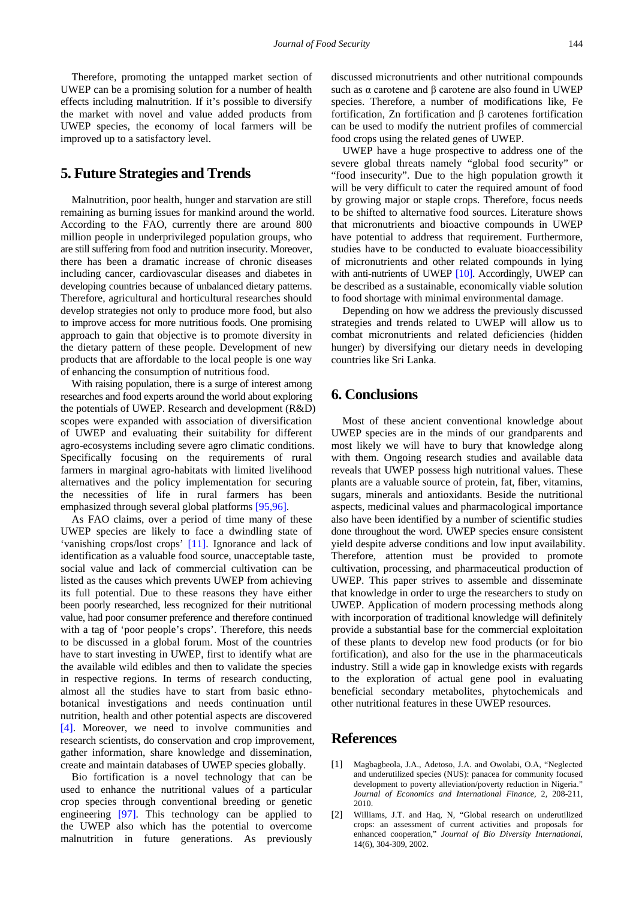Therefore, promoting the untapped market section of UWEP can be a promising solution for a number of health effects including malnutrition. If it's possible to diversify the market with novel and value added products from UWEP species, the economy of local farmers will be improved up to a satisfactory level.

## 5. Future Strategies and Trends

Malnutrition, poor health, hunger and starvation are still remaining as burning issues for mankind around the world. According to the FAO, currently there are around 800 million people in underprivileged population groups, who are still suffering from food and nutrition insecurity. Moreover, there has been a dramatic increase of chronic diseases including cancer, cardiovascular diseases and diabetes in developing countries because of unbalanced dietary patterns. Therefore, agricultural and horticultural researches should develop strategies not only to produce more food, but also to improve access for more nutritious foods. One promising approach to gain that objective is to promote diversity in the dietary pattern of these people. Development of new products that are affordable to the local people is one way of enhancing the consumption of nutritious food.

With raising population, there is a surge of interest among researches and food experts around the world about exploring the potentials of UWEP. Research and development (R&D) scopes were expanded with association of diversification of UWEP and evaluating their suitability for different agro-ecosystems including severe agro climatic conditions. Specifically focusing on the requirements of rural farmers in marginal agro-habitats with limited livelihood alternatives and the policy implementation for securing the necessities of life in rural farmers has been emphasized through several global platforms [95,96].

As FAO claims, over a period of time many of these UWEP species are likely to face a dwindling state of 'vanishing crops/lost crops' [11]. Ignorance and lack of identification as a valuable food source, unacceptable taste, social value and lack of commercial cultivation can be listed as the causes which prevents UWEP from achieving its full potential. Due to these reasons they have either been poorly researched, less recognized for their nutritional value, had poor consumer preference and therefore continued with a tag of 'poor people's crops'. Therefore, this needs to be discussed in a global forum. Most of the countries have to start investing in UWEP, first to identify what are the available wild edibles and then to validate the species in respective regions. In terms of research conducting, almost all the studies have to start from basic ethno-botanical investigations and needs continuation until nutrition, health and other potential aspects are discovered [4]. Moreover, we need to involve communities and research scientists, do conservation and crop improvement, gather information, share knowledge and dissemination, create and maintain databases of UWEP species globally.

Bio fortification is a novel technology that can be used to enhance the nutritional values of a particular crop species through conventional breeding or genetic engineering [97]. This technology can be applied to the UWEP also which has the potential to overcome malnutrition in future generations. As previously discussed micronutrients and other nutritional compounds such as α carotene and β carotene are also found in UWEP species. Therefore, a number of modifications like, Fe fortification, Zn fortification and β carotenes fortification can be used to modify the nutrient profiles of commercial food crops using the related genes of UWEP.

UWEP have a huge prospective to address one of the severe global threats namely "global food security" or "food insecurity". Due to the high population growth it will be very difficult to cater the required amount of food by growing major or staple crops. Therefore, focus needs to be shifted to alternative food sources. Literature shows that micronutrients and bioactive compounds in UWEP have potential to address that requirement. Furthermore, studies have to be conducted to evaluate bioaccessibility of micronutrients and other related compounds in lying with anti-nutrients of UWEP [10]. Accordingly, UWEP can be described as a sustainable, economically viable solution to food shortage with minimal environmental damage.

Depending on how we address the previously discussed strategies and trends related to UWEP will allow us to combat micronutrients and related deficiencies (hidden hunger) by diversifying our dietary needs in developing countries like Sri Lanka.

## 6. Conclusions

Most of these ancient conventional knowledge about UWEP species are in the minds of our grandparents and most likely we will have to bury that knowledge along with them. Ongoing research studies and available data reveals that UWEP possess high nutritional values. These plants are a valuable source of protein, fat, fiber, vitamins, sugars, minerals and antioxidants. Beside the nutritional aspects, medicinal values and pharmacological importance also have been identified by a number of scientific studies done throughout the word. UWEP species ensure consistent yield despite adverse conditions and low input availability. Therefore, attention must be provided to promote cultivation, processing, and pharmaceutical production of UWEP. This paper strives to assemble and disseminate that knowledge in order to urge the researchers to study on UWEP. Application of modern processing methods along with incorporation of traditional knowledge will definitely provide a substantial base for the commercial exploitation of these plants to develop new food products (or for bio fortification), and also for the use in the pharmaceuticals industry. Still a wide gap in knowledge exists with regards to the exploration of actual gene pool in evaluating beneficial secondary metabolites, phytochemicals and other nutritional features in these UWEP resources.

## References

[1] Magbagbeola, J.A., Adetoso, J.A. and Owolabi, O.A, "Neglected and underutilized species (NUS): panacea for community focused development to poverty alleviation/poverty reduction in Nigeria." *Journal of Economics and International Finance*, 2, 208-211, 2010.

[2] Williams, J.T. and Haq, N, "Global research on underutilized crops: an assessment of current activities and proposals for enhanced cooperation," *Journal of Bio Diversity International*, 14(6), 304-309, 2002.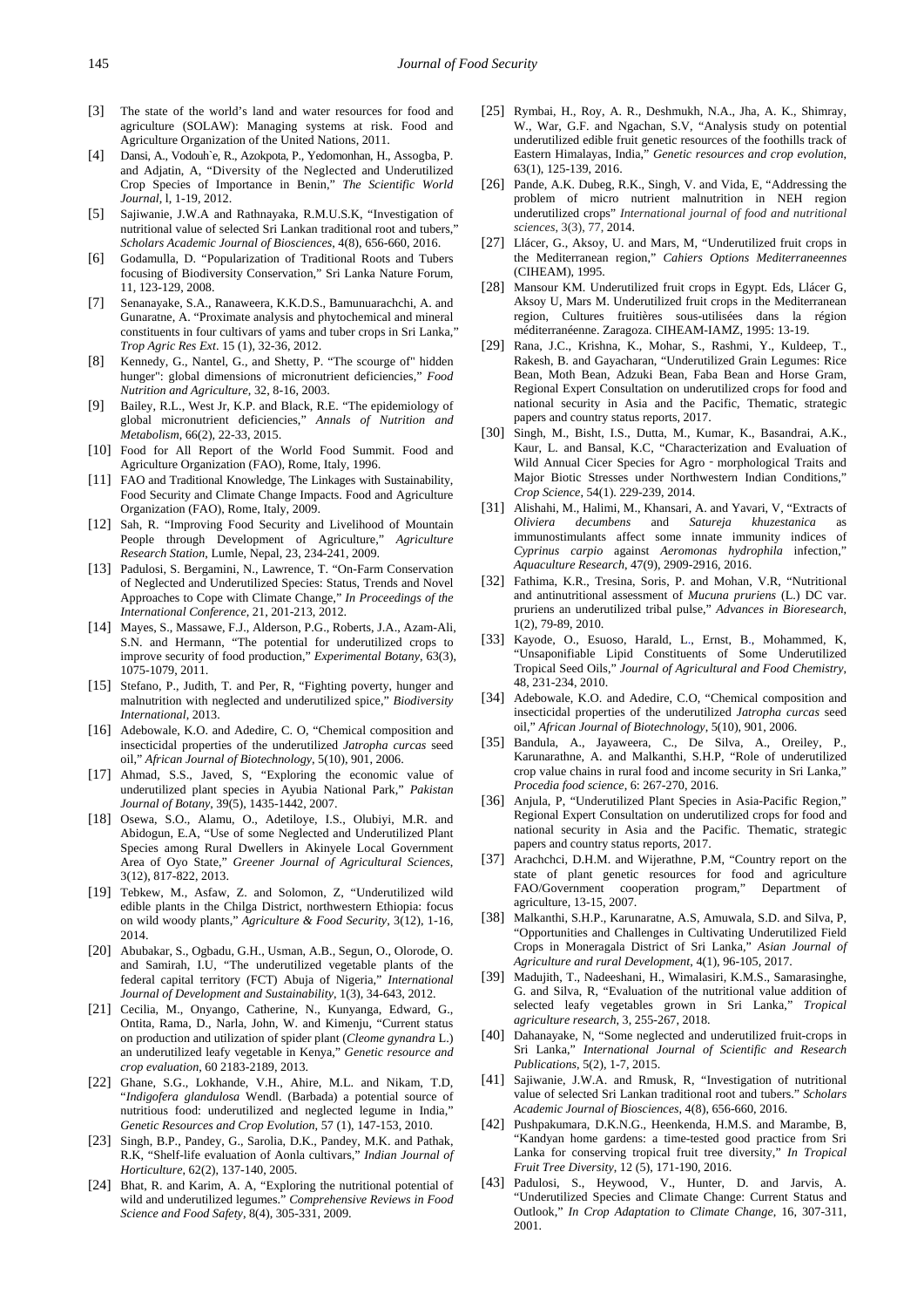[3] The state of the world's land and water resources for food and agriculture (SOLAW): Managing systems at risk. Food and Agriculture Organization of the United Nations, 2011.

[4] Dansi, A., Vodouh`e, R., Azokpota, P., Yedomonhan, H., Assogba, P. and Adjatin, A, "Diversity of the Neglected and Underutilized Crop Species of Importance in Benin," *The Scientific World Journal*, l, 1-19, 2012.

[5] Sajiwanie, J.W.A and Rathnayaka, R.M.U.S.K, "Investigation of nutritional value of selected Sri Lankan traditional root and tubers," *Scholars Academic Journal of Biosciences*, 4(8), 656-660, 2016.

[6] Godamulla, D. "Popularization of Traditional Roots and Tubers focusing of Biodiversity Conservation," Sri Lanka Nature Forum, 11, 123-129, 2008.

[7] Senanayake, S.A., Ranaweera, K.K.D.S., Bamunuarachchi, A. and Gunaratne, A. "Proximate analysis and phytochemical and mineral constituents in four cultivars of yams and tuber crops in Sri Lanka," *Trop Agric Res Ext*. 15 (1), 32-36, 2012.

[8] Kennedy, G., Nantel, G., and Shetty, P. "The scourge of" hidden hunger": global dimensions of micronutrient deficiencies," *Food Nutrition and Agriculture*, 32, 8-16, 2003.

[9] Bailey, R.L., West Jr, K.P. and Black, R.E. "The epidemiology of global micronutrient deficiencies," *Annals of Nutrition and Metabolism*, 66(2), 22-33, 2015.

[10] Food for All Report of the World Food Summit. Food and Agriculture Organization (FAO), Rome, Italy, 1996.

[11] FAO and Traditional Knowledge, The Linkages with Sustainability, Food Security and Climate Change Impacts. Food and Agriculture Organization (FAO), Rome, Italy, 2009.

[12] Sah, R. "Improving Food Security and Livelihood of Mountain People through Development of Agriculture," *Agriculture Research Station*, Lumle, Nepal, 23, 234-241, 2009.

[13] Padulosi, S. Bergamini, N., Lawrence, T. "On-Farm Conservation of Neglected and Underutilized Species: Status, Trends and Novel Approaches to Cope with Climate Change," *In Proceedings of the International Conference*, 21, 201-213, 2012.

[14] Mayes, S., Massawe, F.J., Alderson, P.G., Roberts, J.A., Azam-Ali, S.N. and Hermann, "The potential for underutilized crops to improve security of food production," *Experimental Botany*, 63(3), 1075-1079, 2011.

[15] Stefano, P., Judith, T. and Per, R, "Fighting poverty, hunger and malnutrition with neglected and underutilized spice," *Biodiversity International*, 2013.

[16] Adebowale, K.O. and Adedire, C. O, "Chemical composition and insecticidal properties of the underutilized *Jatropha curcas* seed oil," *African Journal of Biotechnology*, 5(10), 901, 2006.

[17] Ahmad, S.S., Javed, S, "Exploring the economic value of underutilized plant species in Ayubia National Park," *Pakistan Journal of Botany*, 39(5), 1435-1442, 2007.

[18] Osewa, S.O., Alamu, O., Adetiloye, I.S., Olubiyi, M.R. and Abidogun, E.A, "Use of some Neglected and Underutilized Plant Species among Rural Dwellers in Akinyele Local Government Area of Oyo State," *Greener Journal of Agricultural Sciences*, 3(12), 817-822, 2013.

[19] Tebkew, M., Asfaw, Z. and Solomon, Z, "Underutilized wild edible plants in the Chilga District, northwestern Ethiopia: focus on wild woody plants," *Agriculture & Food Security*, 3(12), 1-16, 2014.

[20] Abubakar, S., Ogbadu, G.H., Usman, A.B., Segun, O., Olorode, O. and Samirah, I.U, "The underutilized vegetable plants of the federal capital territory (FCT) Abuja of Nigeria," *International Journal of Development and Sustainability*, 1(3), 34-643, 2012.

[21] Cecilia, M., Onyango, Catherine, N., Kunyanga, Edward, G., Ontita, Rama, D., Narla, John, W. and Kimenju, "Current status on production and utilization of spider plant (*Cleome gynandra* L.) an underutilized leafy vegetable in Kenya," *Genetic resource and crop evaluation*, 60 2183-2189, 2013.

[22] Ghane, S.G., Lokhande, V.H., Ahire, M.L. and Nikam, T.D, "*Indigofera glandulosa* Wendl. (Barbada) a potential source of nutritious food: underutilized and neglected legume in India," *Genetic Resources and Crop Evolution*, 57 (1), 147-153, 2010.

[23] Singh, B.P., Pandey, G., Sarolia, D.K., Pandey, M.K. and Pathak, R.K, "Shelf-life evaluation of Aonla cultivars," *Indian Journal of Horticulture*, 62(2), 137-140, 2005.

[24] Bhat, R. and Karim, A. A, "Exploring the nutritional potential of wild and underutilized legumes." *Comprehensive Reviews in Food Science and Food Safety*, 8(4), 305-331, 2009.

[25] Rymbai, H., Roy, A. R., Deshmukh, N.A., Jha, A. K., Shimray, W., War, G.F. and Ngachan, S.V, "Analysis study on potential underutilized edible fruit genetic resources of the foothills track of Eastern Himalayas, India," *Genetic resources and crop evolution*, 63(1), 125-139, 2016.

[26] Pande, A.K. Dubeg, R.K., Singh, V. and Vida, E, "Addressing the problem of micro nutrient malnutrition in NEH region underutilized crops" *International journal of food and nutritional sciences*, 3(3), 77, 2014.

[27] Llácer, G., Aksoy, U. and Mars, M, "Underutilized fruit crops in the Mediterranean region," *Cahiers Options Mediterraneennes* (CIHEAM), 1995.

[28] Mansour KM. Underutilized fruit crops in Egypt. Eds, Llácer G, Aksoy U, Mars M. Underutilized fruit crops in the Mediterranean region, Cultures fruitières sous-utilisées dans la région méditerranéenne. Zaragoza. CIHEAM-IAMZ, 1995: 13-19.

[29] Rana, J.C., Krishna, K., Mohar, S., Rashmi, Y., Kuldeep, T., Rakesh, B. and Gayacharan, "Underutilized Grain Legumes: Rice Bean, Moth Bean, Adzuki Bean, Faba Bean and Horse Gram, Regional Expert Consultation on underutilized crops for food and national security in Asia and the Pacific, Thematic, strategic papers and country status reports, 2017.

[30] Singh, M., Bisht, I.S., Dutta, M., Kumar, K., Basandrai, A.K., Kaur, L. and Bansal, K.C, "Characterization and Evaluation of Wild Annual Cicer Species for Agro‐morphological Traits and Major Biotic Stresses under Northwestern Indian Conditions," *Crop Science*, 54(1). 229-239, 2014.

[31] Alishahi, M., Halimi, M., Khansari, A. and Yavari, V, "Extracts of *Oliviera decumbens* and *Satureja khuzestanica* as immunostimulants affect some innate immunity indices of *Cyprinus carpio* against *Aeromonas hydrophila* infection," *Aquaculture Research*, 47(9), 2909-2916, 2016.

[32] Fathima, K.R., Tresina, Soris, P. and Mohan, V.R, "Nutritional and antinutritional assessment of *Mucuna pruriens* (L.) DC var. pruriens an underutilized tribal pulse," *Advances in Bioresearch*, 1(2), 79-89, 2010.

[33] Kayode, O., Esuoso, Harald, L., Ernst, B., Mohammed, K, "Unsaponifiable Lipid Constituents of Some Underutilized Tropical Seed Oils," *Journal of Agricultural and Food Chemistry*, 48, 231-234, 2010.

[34] Adebowale, K.O. and Adedire, C.O, "Chemical composition and insecticidal properties of the underutilized *Jatropha curcas* seed oil," *African Journal of Biotechnology*, 5(10), 901, 2006.

[35] Bandula, A., Jayaweera, C., De Silva, A., Oreiley, P., Karunarathne, A. and Malkanthi, S.H.P, "Role of underutilized crop value chains in rural food and income security in Sri Lanka," *Procedia food science*, 6: 267-270, 2016.

[36] Anjula, P, "Underutilized Plant Species in Asia-Pacific Region," Regional Expert Consultation on underutilized crops for food and national security in Asia and the Pacific. Thematic, strategic papers and country status reports, 2017.

[37] Arachchci, D.H.M. and Wijerathne, P.M, "Country report on the state of plant genetic resources for food and agriculture FAO/Government cooperation program," Department of agriculture, 13-15, 2007.

[38] Malkanthi, S.H.P., Karunaratne, A.S, Amuwala, S.D. and Silva, P, "Opportunities and Challenges in Cultivating Underutilized Field Crops in Moneragala District of Sri Lanka," *Asian Journal of Agriculture and rural Development*, 4(1), 96-105, 2017.

[39] Madujith, T., Nadeeshani, H., Wimalasiri, K.M.S., Samarasinghe, G. and Silva, R, "Evaluation of the nutritional value addition of selected leafy vegetables grown in Sri Lanka," *Tropical agriculture research*, 3, 255-267, 2018.

[40] Dahanayake, N, "Some neglected and underutilized fruit-crops in Sri Lanka," *International Journal of Scientific and Research Publications*, 5(2), 1-7, 2015.

[41] Sajiwanie, J.W.A. and Rmusk, R, "Investigation of nutritional value of selected Sri Lankan traditional root and tubers." *Scholars Academic Journal of Biosciences*, 4(8), 656-660, 2016.

[42] Pushpakumara, D.K.N.G., Heenkenda, H.M.S. and Marambe, B, "Kandyan home gardens: a time-tested good practice from Sri Lanka for conserving tropical fruit tree diversity," *In Tropical Fruit Tree Diversity*, 12 (5), 171-190, 2016.

[43] Padulosi, S., Heywood, V., Hunter, D. and Jarvis, A. "Underutilized Species and Climate Change: Current Status and Outlook," *In Crop Adaptation to Climate Change*, 16, 307-311, 2001.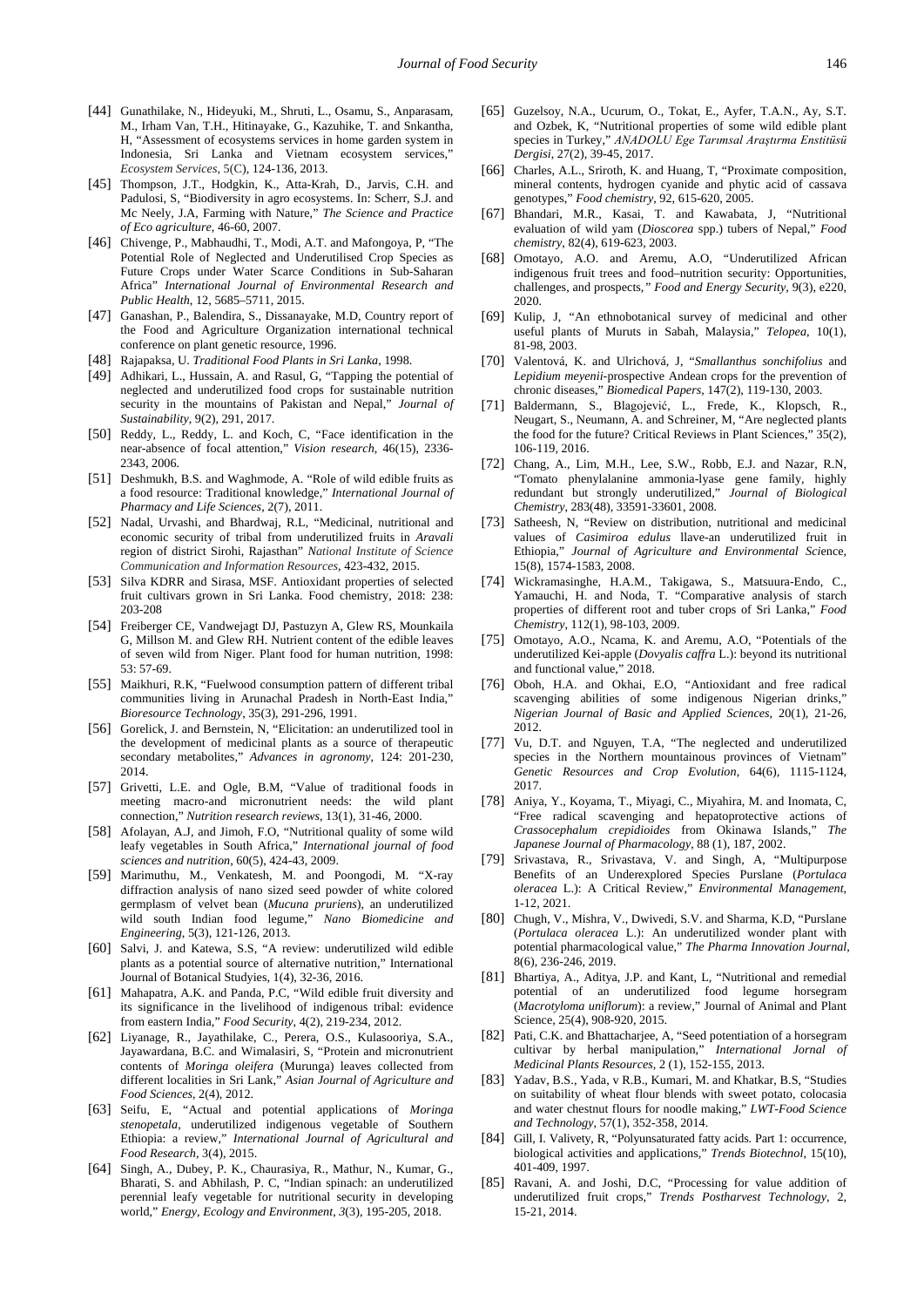[44] Gunathilake, N., Hideyuki, M., Shruti, L., Osamu, S., Anparasam, M., Irham Van, T.H., Hitinayake, G., Kazuhike, T. and Snkantha, H, "Assessment of ecosystems services in home garden system in Indonesia, Sri Lanka and Vietnam ecosystem services," *Ecosystem Services*, 5(C), 124-136, 2013.

[45] Thompson, J.T., Hodgkin, K., Atta-Krah, D., Jarvis, C.H. and Padulosi, S, "Biodiversity in agro ecosystems. In: Scherr, S.J. and Mc Neely, J.A, Farming with Nature," *The Science and Practice of Eco agriculture*, 46-60, 2007.

[46] Chivenge, P., Mabhaudhi, T., Modi, A.T. and Mafongoya, P, "The Potential Role of Neglected and Underutilised Crop Species as Future Crops under Water Scarce Conditions in Sub-Saharan Africa" *International Journal of Environmental Research and Public Health*, 12, 5685–5711, 2015.

[47] Ganashan, P., Balendira, S., Dissanayake, M.D, Country report of the Food and Agriculture Organization international technical conference on plant genetic resource, 1996.

[48] Rajapaksa, U. *Traditional Food Plants in Sri Lanka*, 1998.

[49] Adhikari, L., Hussain, A. and Rasul, G, "Tapping the potential of neglected and underutilized food crops for sustainable nutrition security in the mountains of Pakistan and Nepal," *Journal of Sustainability*, 9(2), 291, 2017.

[50] Reddy, L., Reddy, L. and Koch, C, "Face identification in the near-absence of focal attention," *Vision research*, 46(15), 2336-2343, 2006.

[51] Deshmukh, B.S. and Waghmode, A. "Role of wild edible fruits as a food resource: Traditional knowledge," *International Journal of Pharmacy and Life Sciences*, 2(7), 2011.

[52] Nadal, Urvashi, and Bhardwaj, R.L, "Medicinal, nutritional and economic security of tribal from underutilized fruits in *Aravali* region of district Sirohi, Rajasthan" *National Institute of Science Communication and Information Resources*, 423-432, 2015.

[53] Silva KDRR and Sirasa, MSF. Antioxidant properties of selected fruit cultivars grown in Sri Lanka. Food chemistry, 2018: 238: 203-208

[54] Freiberger CE, Vandwejagt DJ, Pastuzyn A, Glew RS, Mounkaila G, Millson M. and Glew RH. Nutrient content of the edible leaves of seven wild from Niger. Plant food for human nutrition, 1998: 53: 57-69.

[55] Maikhuri, R.K, "Fuelwood consumption pattern of different tribal communities living in Arunachal Pradesh in North-East India," *Bioresource Technology*, 35(3), 291-296, 1991.

[56] Gorelick, J. and Bernstein, N, "Elicitation: an underutilized tool in the development of medicinal plants as a source of therapeutic secondary metabolites," *Advances in agronomy*, 124: 201-230, 2014.

[57] Grivetti, L.E. and Ogle, B.M, "Value of traditional foods in meeting macro-and micronutrient needs: the wild plant connection," *Nutrition research reviews*, 13(1), 31-46, 2000.

[58] Afolayan, A.J, and Jimoh, F.O, "Nutritional quality of some wild leafy vegetables in South Africa," *International journal of food sciences and nutrition*, 60(5), 424-43, 2009.

[59] Marimuthu, M., Venkatesh, M. and Poongodi, M. "X-ray diffraction analysis of nano sized seed powder of white colored germplasm of velvet bean (*Mucuna pruriens*), an underutilized wild south Indian food legume," *Nano Biomedicine and Engineering*, 5(3), 121-126, 2013.

[60] Salvi, J. and Katewa, S.S, "A review: underutilized wild edible plants as a potential source of alternative nutrition," International Journal of Botanical Studyies, 1(4), 32-36, 2016.

[61] Mahapatra, A.K. and Panda, P.C, "Wild edible fruit diversity and its significance in the livelihood of indigenous tribal: evidence from eastern India," *Food Security*, 4(2), 219-234, 2012.

[62] Liyanage, R., Jayathilake, C., Perera, O.S., Kulasooriya, S.A., Jayawardana, B.C. and Wimalasiri, S, "Protein and micronutrient contents of *Moringa oleifera* (Murunga) leaves collected from different localities in Sri Lank," *Asian Journal of Agriculture and Food Sciences*, 2(4), 2012.

[63] Seifu, E, "Actual and potential applications of *Moringa stenopetala*, underutilized indigenous vegetable of Southern Ethiopia: a review," *International Journal of Agricultural and Food Research*, 3(4), 2015.

[64] Singh, A., Dubey, P. K., Chaurasiya, R., Mathur, N., Kumar, G., Bharati, S. and Abhilash, P. C, "Indian spinach: an underutilized perennial leafy vegetable for nutritional security in developing world," *Energy, Ecology and Environment*, *3*(3), 195-205, 2018.

[65] Guzelsoy, N.A., Ucurum, O., Tokat, E., Ayfer, T.A.N., Ay, S.T. and Ozbek, K, "Nutritional properties of some wild edible plant species in Turkey," *ANADOLU Ege Tarımsal Araştırma Enstitüsü Dergisi*, 27(2), 39-45, 2017.

[66] Charles, A.L., Sriroth, K. and Huang, T, "Proximate composition, mineral contents, hydrogen cyanide and phytic acid of cassava genotypes," *Food chemistry*, 92, 615-620, 2005.

[67] Bhandari, M.R., Kasai, T. and Kawabata, J, "Nutritional evaluation of wild yam (*Dioscorea* spp.) tubers of Nepal," *Food chemistry*, 82(4), 619-623, 2003.

[68] Omotayo, A.O. and Aremu, A.O, "Underutilized African indigenous fruit trees and food–nutrition security: Opportunities, challenges, and prospects," *Food and Energy Security*, 9(3), e220, 2020.

[69] Kulip, J, "An ethnobotanical survey of medicinal and other useful plants of Muruts in Sabah, Malaysia," *Telopea*, 10(1), 81-98, 2003.

[70] Valentová, K. and Ulrichová, J, "*Smallanthus sonchifolius* and *Lepidium meyenii*-prospective Andean crops for the prevention of chronic diseases," *Biomedical Papers*, 147(2), 119-130, 2003.

[71] Baldermann, S., Blagojević, L., Frede, K., Klopsch, R., Neugart, S., Neumann, A. and Schreiner, M, "Are neglected plants the food for the future? Critical Reviews in Plant Sciences," 35(2), 106-119, 2016.

[72] Chang, A., Lim, M.H., Lee, S.W., Robb, E.J. and Nazar, R.N, "Tomato phenylalanine ammonia-lyase gene family, highly redundant but strongly underutilized," *Journal of Biological Chemistry*, 283(48), 33591-33601, 2008.

[73] Satheesh, N, "Review on distribution, nutritional and medicinal values of *Casimiroa edulus* llave-an underutilized fruit in Ethiopia," *Journal of Agriculture and Environmental Sci*ence, 15(8), 1574-1583, 2008.

[74] Wickramasinghe, H.A.M., Takigawa, S., Matsuura-Endo, C., Yamauchi, H. and Noda, T. "Comparative analysis of starch properties of different root and tuber crops of Sri Lanka," *Food Chemistry*, 112(1), 98-103, 2009.

[75] Omotayo, A.O., Ncama, K. and Aremu, A.O, "Potentials of the underutilized Kei-apple (*Dovyalis caffra* L.): beyond its nutritional and functional value," 2018.

[76] Oboh, H.A. and Okhai, E.O, "Antioxidant and free radical scavenging abilities of some indigenous Nigerian drinks," *Nigerian Journal of Basic and Applied Sciences*, 20(1), 21-26, 2012.

[77] Vu, D.T. and Nguyen, T.A, "The neglected and underutilized species in the Northern mountainous provinces of Vietnam" *Genetic Resources and Crop Evolution*, 64(6), 1115-1124, 2017.

[78] Aniya, Y., Koyama, T., Miyagi, C., Miyahira, M. and Inomata, C, "Free radical scavenging and hepatoprotective actions of *Crassocephalum crepidioides* from Okinawa Islands," *The Japanese Journal of Pharmacology*, 88 (1), 187, 2002.

[79] Srivastava, R., Srivastava, V. and Singh, A, "Multipurpose Benefits of an Underexplored Species Purslane (*Portulaca oleracea* L.): A Critical Review," *Environmental Management*, 1-12, 2021.

[80] Chugh, V., Mishra, V., Dwivedi, S.V. and Sharma, K.D, "Purslane (*Portulaca oleracea* L.): An underutilized wonder plant with potential pharmacological value," *The Pharma Innovation Journal*, 8(6), 236-246, 2019.

[81] Bhartiya, A., Aditya, J.P. and Kant, L, "Nutritional and remedial potential of an underutilized food legume horsegram (*Macrotyloma uniflorum*): a review," Journal of Animal and Plant Science, 25(4), 908-920, 2015.

[82] Pati, C.K. and Bhattacharjee, A, "Seed potentiation of a horsegram cultivar by herbal manipulation," *International Jornal of Medicinal Plants Resources*, 2 (1), 152-155, 2013.

[83] Yadav, B.S., Yada, v R.B., Kumari, M. and Khatkar, B.S, "Studies on suitability of wheat flour blends with sweet potato, colocasia and water chestnut flours for noodle making," *LWT-Food Science and Technology*, 57(1), 352-358, 2014.

[84] Gill, I. Valivety, R, "Polyunsaturated fatty acids. Part 1: occurrence, biological activities and applications," *Trends Biotechnol*, 15(10), 401-409, 1997.

[85] Ravani, A. and Joshi, D.C, "Processing for value addition of underutilized fruit crops," *Trends Postharvest Technology*, 2, 15-21, 2014.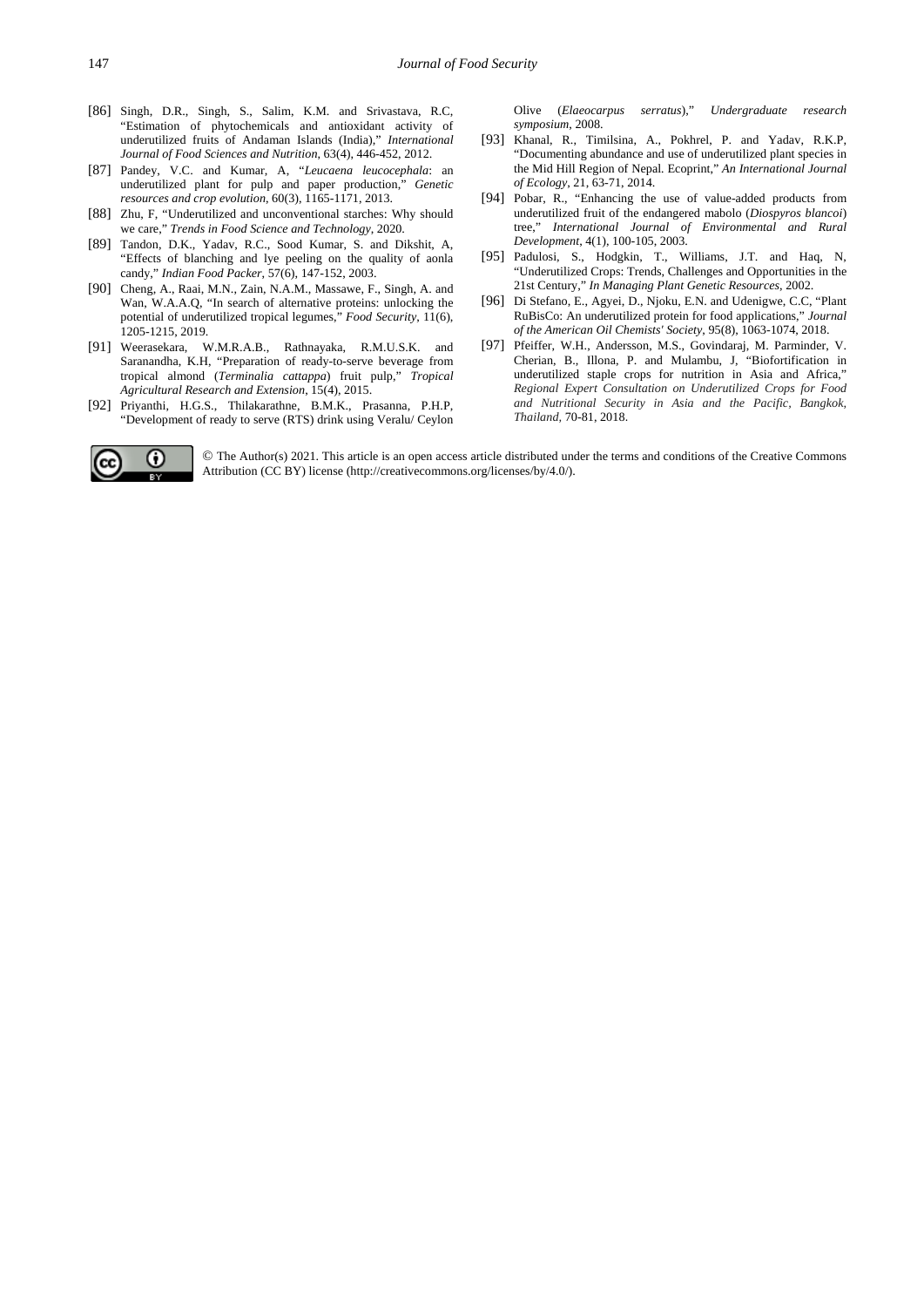[86] Singh, D.R., Singh, S., Salim, K.M. and Srivastava, R.C, "Estimation of phytochemicals and antioxidant activity of underutilized fruits of Andaman Islands (India)," *International Journal of Food Sciences and Nutrition*, 63(4), 446-452, 2012.

[87] Pandey, V.C. and Kumar, A, "*Leucaena leucocephala*: an underutilized plant for pulp and paper production," *Genetic resources and crop evolution*, 60(3), 1165-1171, 2013.

[88] Zhu, F, "Underutilized and unconventional starches: Why should we care," *Trends in Food Science and Technology*, 2020.

[89] Tandon, D.K., Yadav, R.C., Sood Kumar, S. and Dikshit, A, "Effects of blanching and lye peeling on the quality of aonla candy," *Indian Food Packer*, 57(6), 147-152, 2003.

[90] Cheng, A., Raai, M.N., Zain, N.A.M., Massawe, F., Singh, A. and Wan, W.A.A.Q, "In search of alternative proteins: unlocking the potential of underutilized tropical legumes," *Food Security*, 11(6), 1205-1215, 2019.

[91] Weerasekara, W.M.R.A.B., Rathnayaka, R.M.U.S.K. and Saranandha, K.H, "Preparation of ready-to-serve beverage from tropical almond (*Terminalia cattappa*) fruit pulp," *Tropical Agricultural Research and Extension*, 15(4), 2015.

[92] Priyanthi, H.G.S., Thilakarathne, B.M.K., Prasanna, P.H.P, "Development of ready to serve (RTS) drink using Veralu/ Ceylon Olive (*Elaeocarpus serratus*)," *Undergraduate research symposium*, 2008.

[93] Khanal, R., Timilsina, A., Pokhrel, P. and Yadav, R.K.P, "Documenting abundance and use of underutilized plant species in the Mid Hill Region of Nepal. Ecoprint," *An International Journal of Ecology*, 21, 63-71, 2014.

[94] Pobar, R., "Enhancing the use of value-added products from underutilized fruit of the endangered mabolo (*Diospyros blancoi*) tree," *International Journal of Environmental and Rural Development*, 4(1), 100-105, 2003.

[95] Padulosi, S., Hodgkin, T., Williams, J.T. and Haq, N, "Underutilized Crops: Trends, Challenges and Opportunities in the 21st Century," *In Managing Plant Genetic Resources*, 2002.

[96] Di Stefano, E., Agyei, D., Njoku, E.N. and Udenigwe, C.C, "Plant RuBisCo: An underutilized protein for food applications," *Journal of the American Oil Chemists' Society*, 95(8), 1063-1074, 2018.

[97] Pfeiffer, W.H., Andersson, M.S., Govindaraj, M. Parminder, V. Cherian, B., Illona, P. and Mulambu, J, "Biofortification in underutilized staple crops for nutrition in Asia and Africa," *Regional Expert Consultation on Underutilized Crops for Food and Nutritional Security in Asia and the Pacific, Bangkok, Thailand,* 70-81, 2018.

© The Author(s) 2021. This article is an open access article distributed under the terms and conditions of the Creative Commons Attribution (CC BY) license (http://creativecommons.org/licenses/by/4.0/).